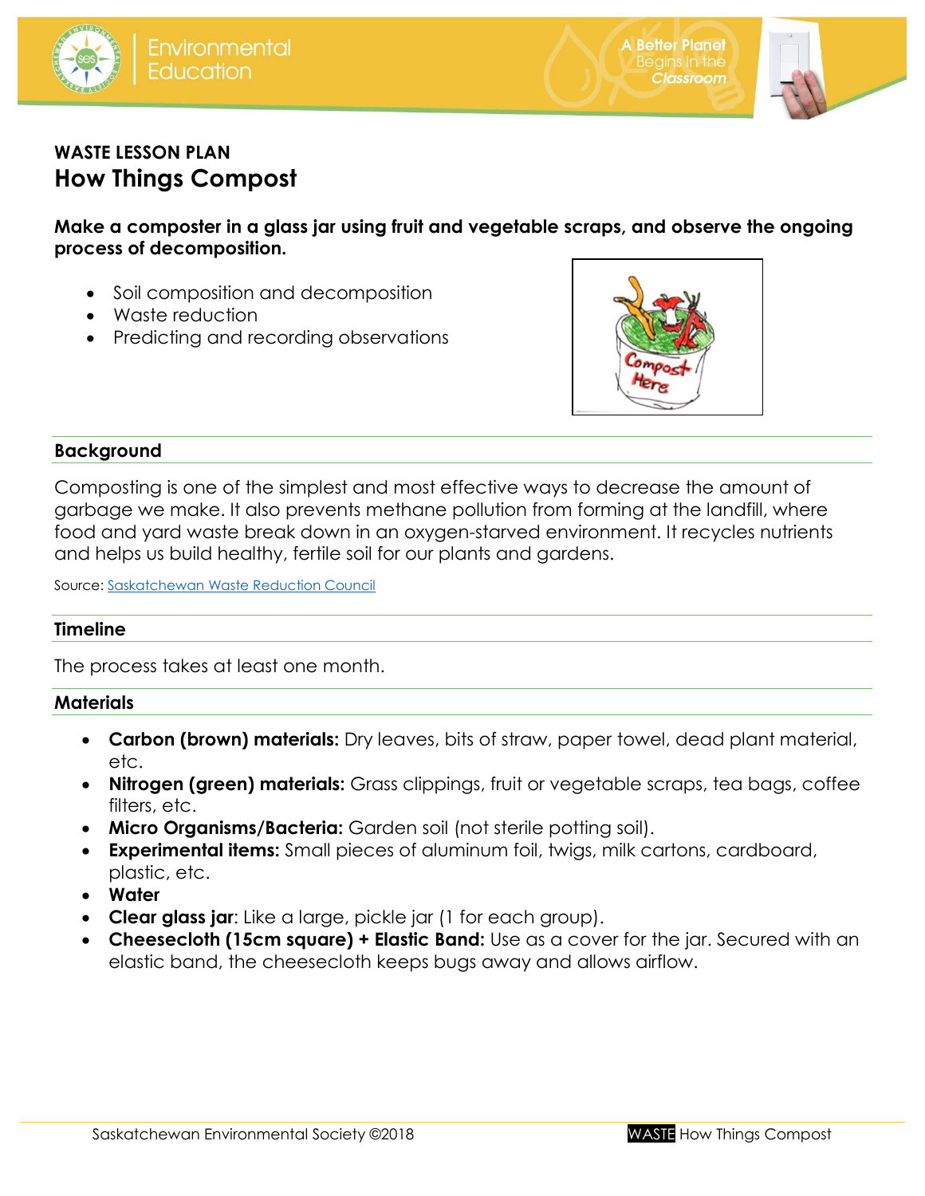**WASTE LESSON PLAN**

# How Things Compost

**Make a composter in a glass jar using fruit and vegetable scraps, and observe the ongoing process of decomposition.**

- Soil composition and decomposition
- Waste reduction
- Predicting and recording observations

## Background

Composting is one of the simplest and most effective ways to decrease the amount of garbage we make. It also prevents methane pollution from forming at the landfill, where food and yard waste break down in an oxygen-starved environment. It recycles nutrients and helps us build healthy, fertile soil for our plants and gardens.

Source: Saskatchewan Waste Reduction Council

## Timeline

The process takes at least one month.

## Materials

- **Carbon (brown) materials:** Dry leaves, bits of straw, paper towel, dead plant material, etc.
- **Nitrogen (green) materials:** Grass clippings, fruit or vegetable scraps, tea bags, coffee filters, etc.
- **Micro Organisms/Bacteria:** Garden soil (not sterile potting soil).
- **Experimental items:** Small pieces of aluminum foil, twigs, milk cartons, cardboard, plastic, etc.
- **Water**
- **Clear glass jar**: Like a large, pickle jar (1 for each group).
- **Cheesecloth (15cm square) + Elastic Band:** Use as a cover for the jar. Secured with an elastic band, the cheesecloth keeps bugs away and allows airflow.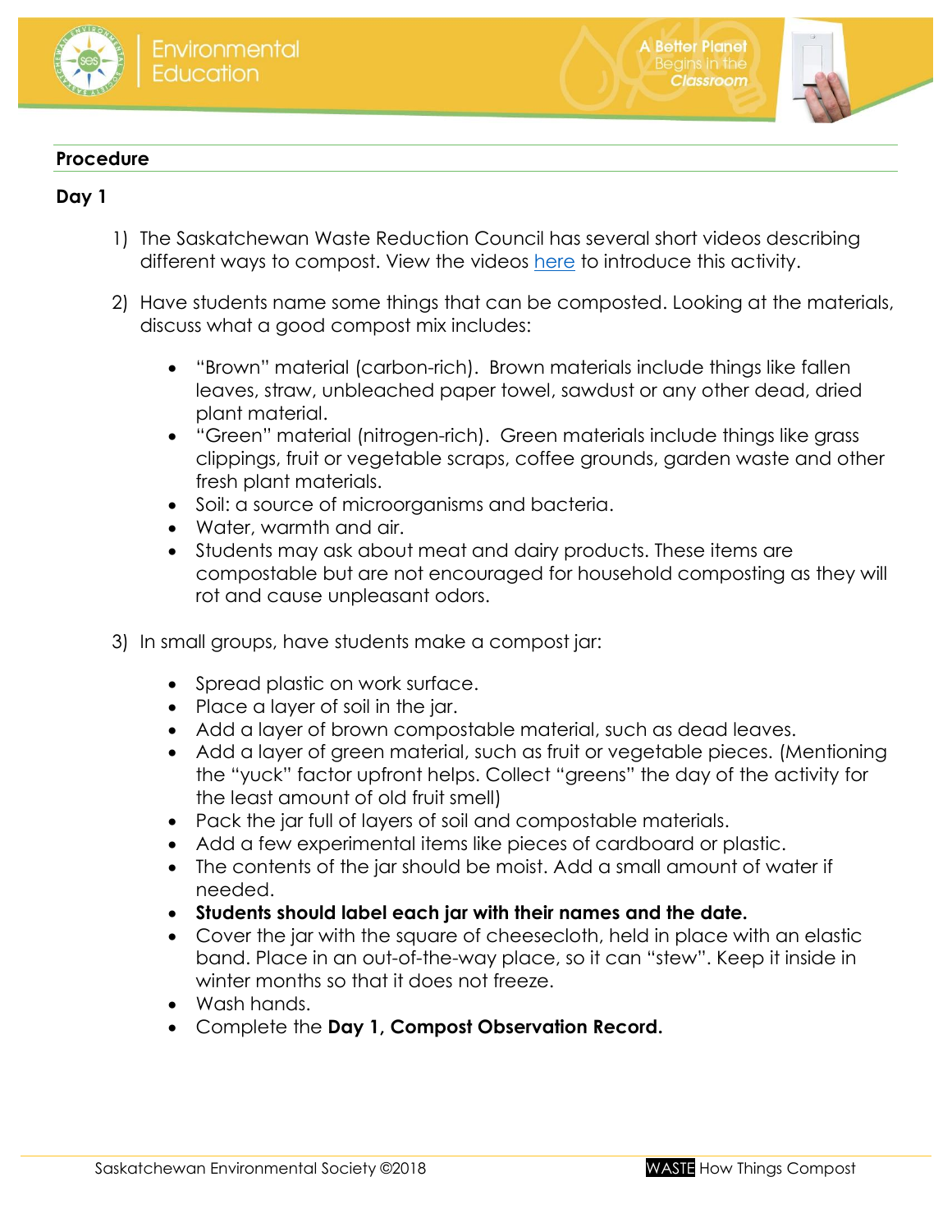## Procedure

### Day 1

1) The Saskatchewan Waste Reduction Council has several short videos describing different ways to compost. View the videos here to introduce this activity.

2) Have students name some things that can be composted. Looking at the materials, discuss what a good compost mix includes:

   - "Brown" material (carbon-rich). Brown materials include things like fallen leaves, straw, unbleached paper towel, sawdust or any other dead, dried plant material.
   - "Green" material (nitrogen-rich). Green materials include things like grass clippings, fruit or vegetable scraps, coffee grounds, garden waste and other fresh plant materials.
   - Soil: a source of microorganisms and bacteria.
   - Water, warmth and air.
   - Students may ask about meat and dairy products. These items are compostable but are not encouraged for household composting as they will rot and cause unpleasant odors.

3) In small groups, have students make a compost jar:

   - Spread plastic on work surface.
   - Place a layer of soil in the jar.
   - Add a layer of brown compostable material, such as dead leaves.
   - Add a layer of green material, such as fruit or vegetable pieces. (Mentioning the "yuck" factor upfront helps. Collect "greens" the day of the activity for the least amount of old fruit smell)
   - Pack the jar full of layers of soil and compostable materials.
   - Add a few experimental items like pieces of cardboard or plastic.
   - The contents of the jar should be moist. Add a small amount of water if needed.
   - **Students should label each jar with their names and the date.**
   - Cover the jar with the square of cheesecloth, held in place with an elastic band. Place in an out-of-the-way place, so it can "stew". Keep it inside in winter months so that it does not freeze.
   - Wash hands.
   - Complete the **Day 1, Compost Observation Record.**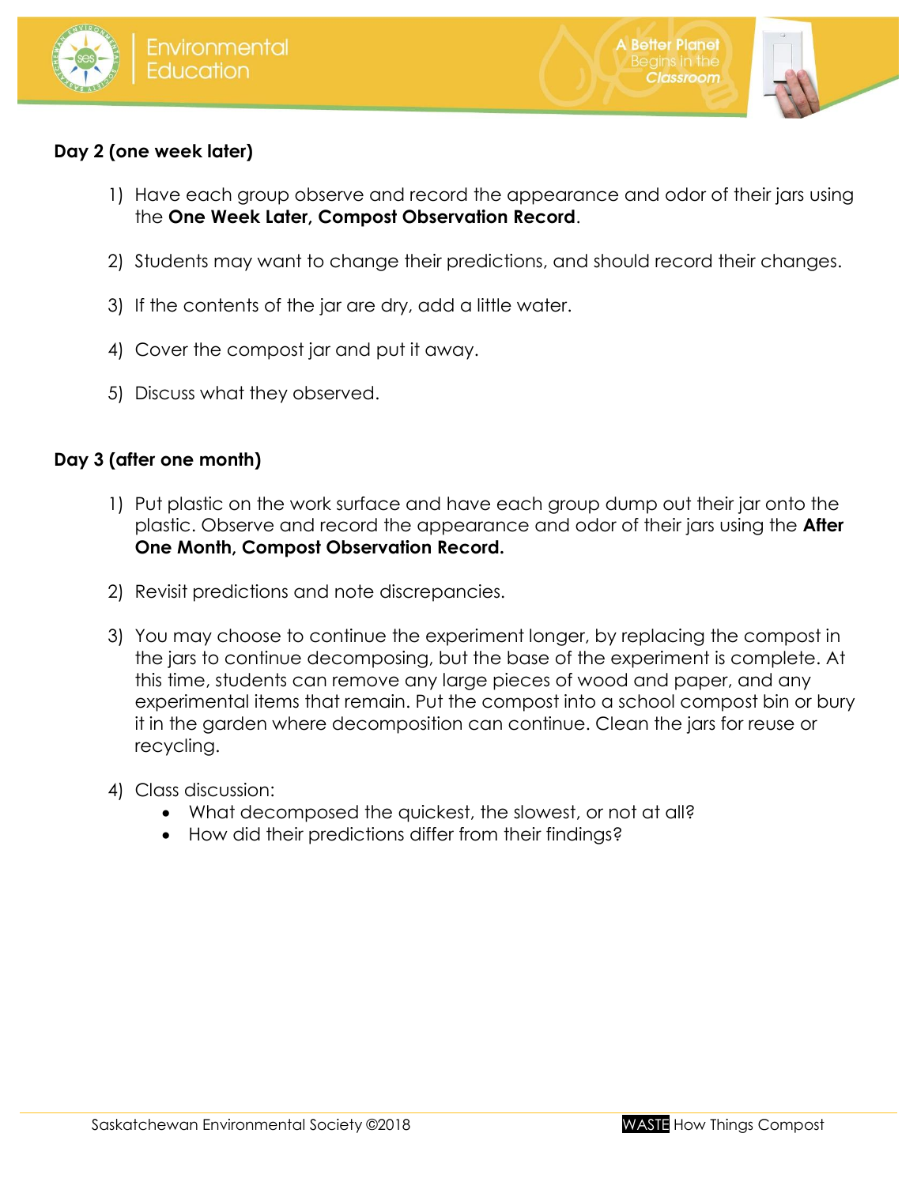**Day 2 (one week later)**

1) Have each group observe and record the appearance and odor of their jars using the **One Week Later, Compost Observation Record**.

2) Students may want to change their predictions, and should record their changes.

3) If the contents of the jar are dry, add a little water.

4) Cover the compost jar and put it away.

5) Discuss what they observed.

**Day 3 (after one month)**

1) Put plastic on the work surface and have each group dump out their jar onto the plastic. Observe and record the appearance and odor of their jars using the **After One Month, Compost Observation Record.**

2) Revisit predictions and note discrepancies.

3) You may choose to continue the experiment longer, by replacing the compost in the jars to continue decomposing, but the base of the experiment is complete. At this time, students can remove any large pieces of wood and paper, and any experimental items that remain. Put the compost into a school compost bin or bury it in the garden where decomposition can continue. Clean the jars for reuse or recycling.

4) Class discussion:
    - What decomposed the quickest, the slowest, or not at all?
    - How did their predictions differ from their findings?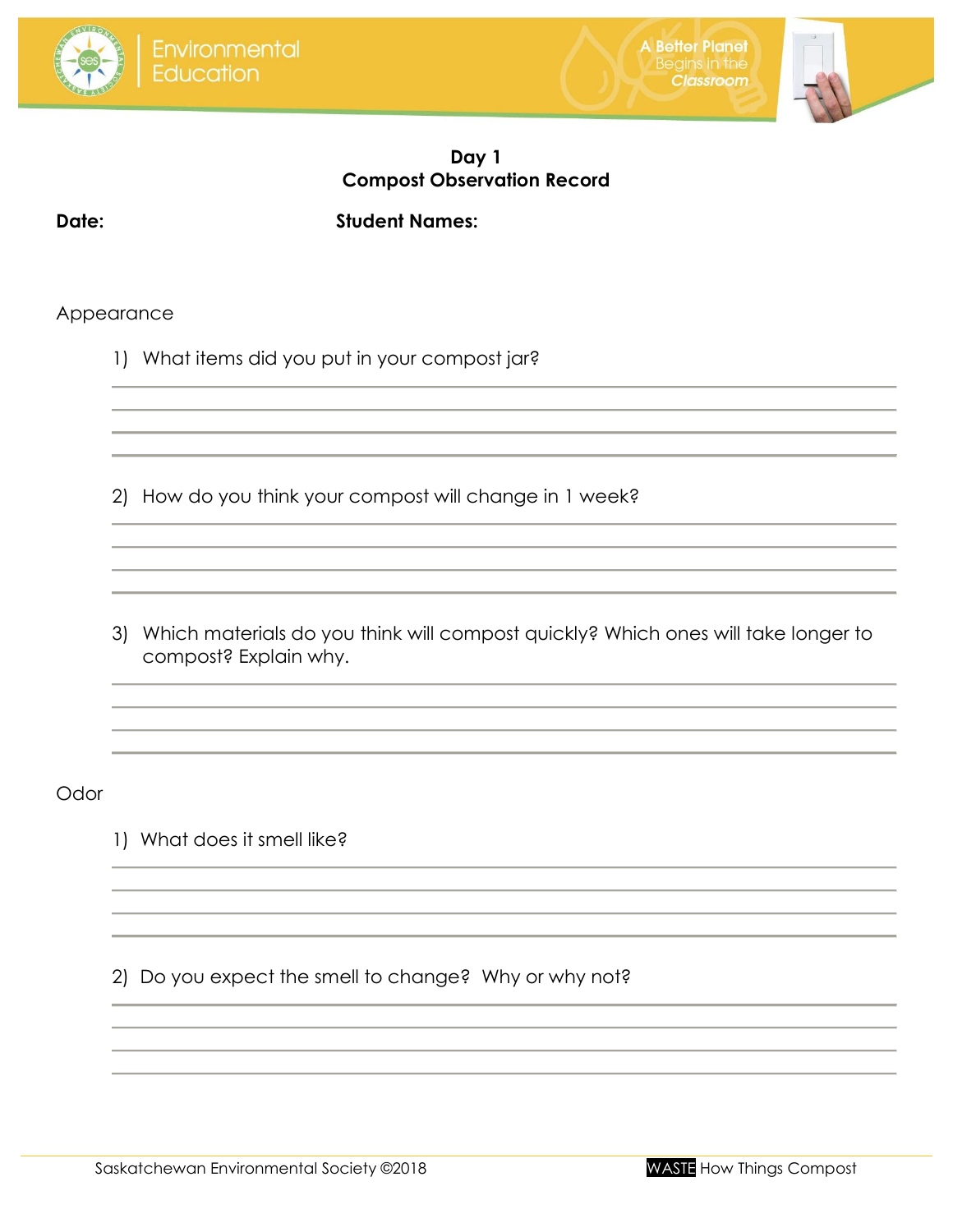## Day 1
## Compost Observation Record

**Date:** **Student Names:**

Appearance

1) What items did you put in your compost jar?

2) How do you think your compost will change in 1 week?

3) Which materials do you think will compost quickly? Which ones will take longer to compost? Explain why.

Odor

1) What does it smell like?

2) Do you expect the smell to change? Why or why not?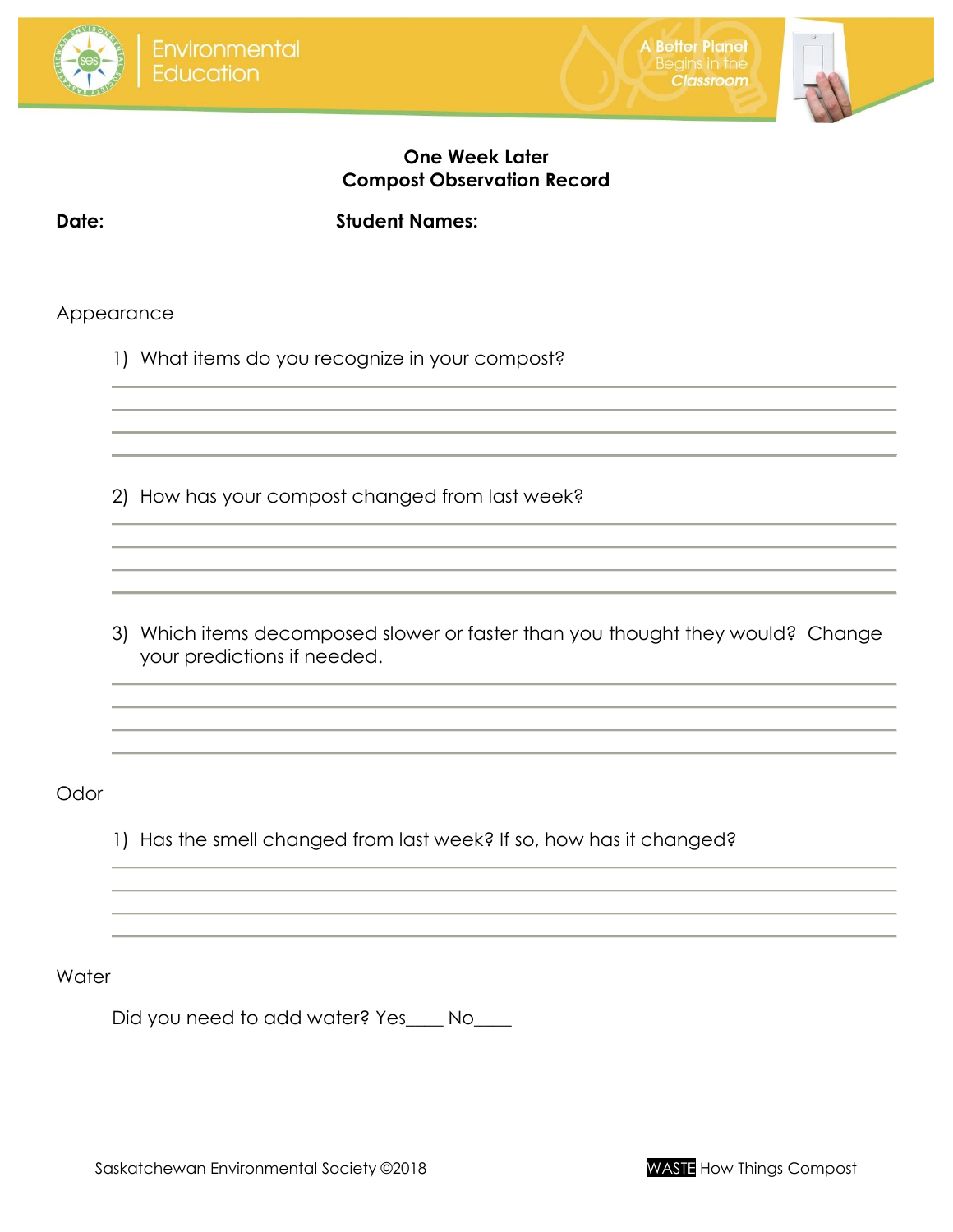## One Week Later
## Compost Observation Record

**Date:** **Student Names:**

Appearance

1) What items do you recognize in your compost?

2) How has your compost changed from last week?

3) Which items decomposed slower or faster than you thought they would? Change your predictions if needed.

Odor

1) Has the smell changed from last week? If so, how has it changed?

Water

Did you need to add water? Yes____ No____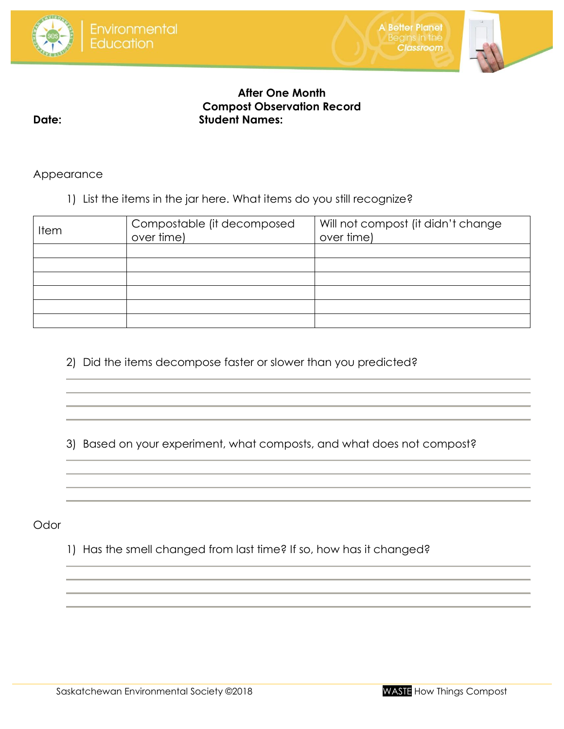## After One Month
## Compost Observation Record

**Date:** **Student Names:**

Appearance

1) List the items in the jar here. What items do you still recognize?

| Item | Compostable (it decomposed over time) | Will not compost (it didn't change over time) |
| --- | --- | --- |
| | | |
| | | |
| | | |
| | | |
| | | |
| | | |

2) Did the items decompose faster or slower than you predicted?

3) Based on your experiment, what composts, and what does not compost?

Odor

1) Has the smell changed from last time? If so, how has it changed?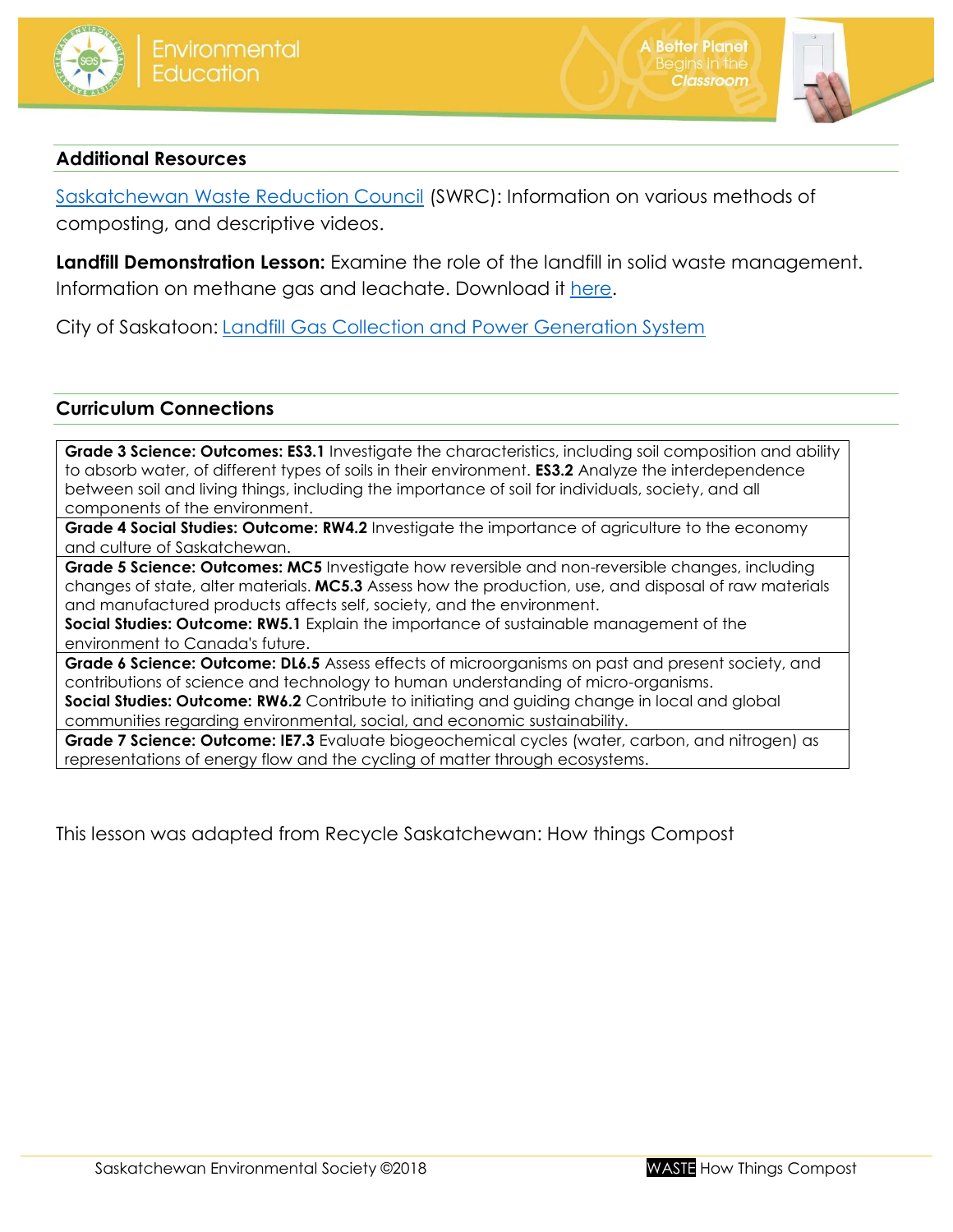## Additional Resources

Saskatchewan Waste Reduction Council (SWRC): Information on various methods of composting, and descriptive videos.

**Landfill Demonstration Lesson:** Examine the role of the landfill in solid waste management. Information on methane gas and leachate. Download it here.

City of Saskatoon: Landfill Gas Collection and Power Generation System

## Curriculum Connections

| |
|---|
| **Grade 3 Science: Outcomes: ES3.1** Investigate the characteristics, including soil composition and ability to absorb water, of different types of soils in their environment. **ES3.2** Analyze the interdependence between soil and living things, including the importance of soil for individuals, society, and all components of the environment. |
| **Grade 4 Social Studies: Outcome: RW4.2** Investigate the importance of agriculture to the economy and culture of Saskatchewan. |
| **Grade 5 Science: Outcomes: MC5** Investigate how reversible and non-reversible changes, including changes of state, alter materials. **MC5.3** Assess how the production, use, and disposal of raw materials and manufactured products affects self, society, and the environment.<br>**Social Studies: Outcome: RW5.1** Explain the importance of sustainable management of the environment to Canada's future. |
| **Grade 6 Science: Outcome: DL6.5** Assess effects of microorganisms on past and present society, and contributions of science and technology to human understanding of micro-organisms.<br>**Social Studies: Outcome: RW6.2** Contribute to initiating and guiding change in local and global communities regarding environmental, social, and economic sustainability. |
| **Grade 7 Science: Outcome: IE7.3** Evaluate biogeochemical cycles (water, carbon, and nitrogen) as representations of energy flow and the cycling of matter through ecosystems. |

This lesson was adapted from Recycle Saskatchewan: How things Compost